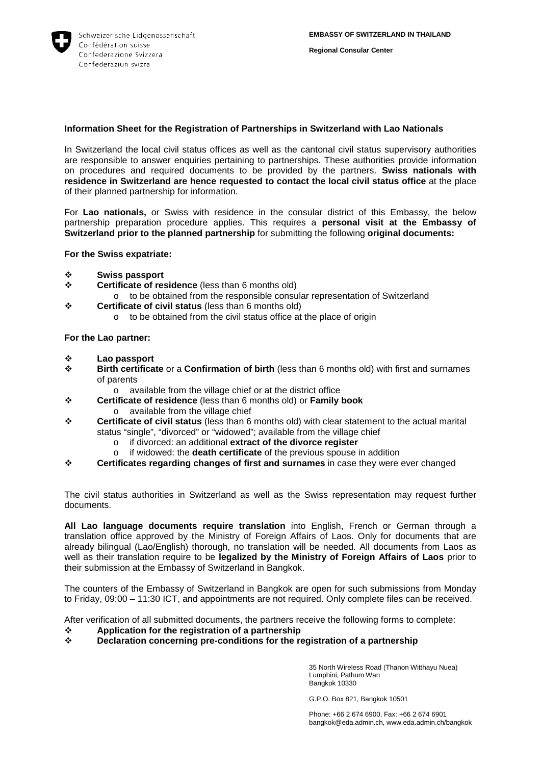Schweizerische Eidgenossenschaft
Confédération suisse
Confederazione Svizzera
Confederaziun svizra

**EMBASSY OF SWITZERLAND IN THAILAND**

**Regional Consular Center**

## Information Sheet for the Registration of Partnerships in Switzerland with Lao Nationals

In Switzerland the local civil status offices as well as the cantonal civil status supervisory authorities are responsible to answer enquiries pertaining to partnerships. These authorities provide information on procedures and required documents to be provided by the partners. **Swiss nationals with residence in Switzerland are hence requested to contact the local civil status office** at the place of their planned partnership for information.

For **Lao nationals,** or Swiss with residence in the consular district of this Embassy, the below partnership preparation procedure applies. This requires a **personal visit at the Embassy of Switzerland prior to the planned partnership** for submitting the following **original documents:**

**For the Swiss expatriate:**

- **Swiss passport**
- **Certificate of residence** (less than 6 months old)
  - to be obtained from the responsible consular representation of Switzerland
- **Certificate of civil status** (less than 6 months old)
  - to be obtained from the civil status office at the place of origin

**For the Lao partner:**

- **Lao passport**
- **Birth certificate** or a **Confirmation of birth** (less than 6 months old) with first and surnames of parents
  - available from the village chief or at the district office
- **Certificate of residence** (less than 6 months old) or **Family book**
  - available from the village chief
- **Certificate of civil status** (less than 6 months old) with clear statement to the actual marital status "single", "divorced" or "widowed"; available from the village chief
  - if divorced: an additional **extract of the divorce register**
  - if widowed: the **death certificate** of the previous spouse in addition
- **Certificates regarding changes of first and surnames** in case they were ever changed

The civil status authorities in Switzerland as well as the Swiss representation may request further documents.

**All Lao language documents require translation** into English, French or German through a translation office approved by the Ministry of Foreign Affairs of Laos. Only for documents that are already bilingual (Lao/English) thorough, no translation will be needed. All documents from Laos as well as their translation require to be **legalized by the Ministry of Foreign Affairs of Laos** prior to their submission at the Embassy of Switzerland in Bangkok.

The counters of the Embassy of Switzerland in Bangkok are open for such submissions from Monday to Friday, 09:00 – 11:30 ICT, and appointments are not required. Only complete files can be received.

After verification of all submitted documents, the partners receive the following forms to complete:

- **Application for the registration of a partnership**
- **Declaration concerning pre-conditions for the registration of a partnership**

35 North Wireless Road (Thanon Witthayu Nuea)
Lumphini, Pathum Wan
Bangkok 10330

G.P.O. Box 821, Bangkok 10501

Phone: +66 2 674 6900, Fax: +66 2 674 6901
bangkok@eda.admin.ch, www.eda.admin.ch/bangkok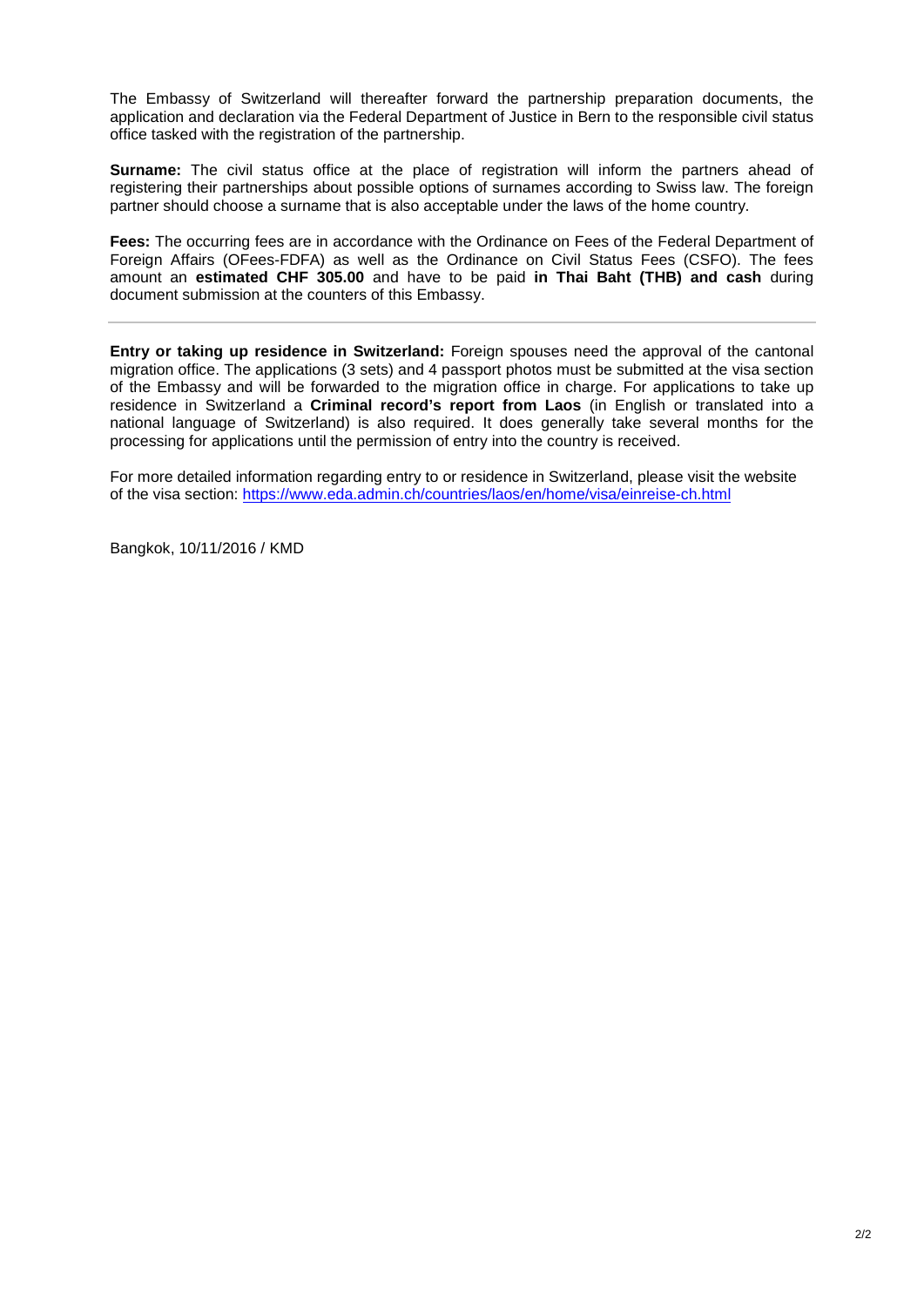The Embassy of Switzerland will thereafter forward the partnership preparation documents, the application and declaration via the Federal Department of Justice in Bern to the responsible civil status office tasked with the registration of the partnership.

**Surname:** The civil status office at the place of registration will inform the partners ahead of registering their partnerships about possible options of surnames according to Swiss law. The foreign partner should choose a surname that is also acceptable under the laws of the home country.

**Fees:** The occurring fees are in accordance with the Ordinance on Fees of the Federal Department of Foreign Affairs (OFees-FDFA) as well as the Ordinance on Civil Status Fees (CSFO). The fees amount an **estimated CHF 305.00** and have to be paid **in Thai Baht (THB) and cash** during document submission at the counters of this Embassy.

---

**Entry or taking up residence in Switzerland:** Foreign spouses need the approval of the cantonal migration office. The applications (3 sets) and 4 passport photos must be submitted at the visa section of the Embassy and will be forwarded to the migration office in charge. For applications to take up residence in Switzerland a **Criminal record's report from Laos** (in English or translated into a national language of Switzerland) is also required. It does generally take several months for the processing for applications until the permission of entry into the country is received.

For more detailed information regarding entry to or residence in Switzerland, please visit the website of the visa section: https://www.eda.admin.ch/countries/laos/en/home/visa/einreise-ch.html

Bangkok, 10/11/2016 / KMD